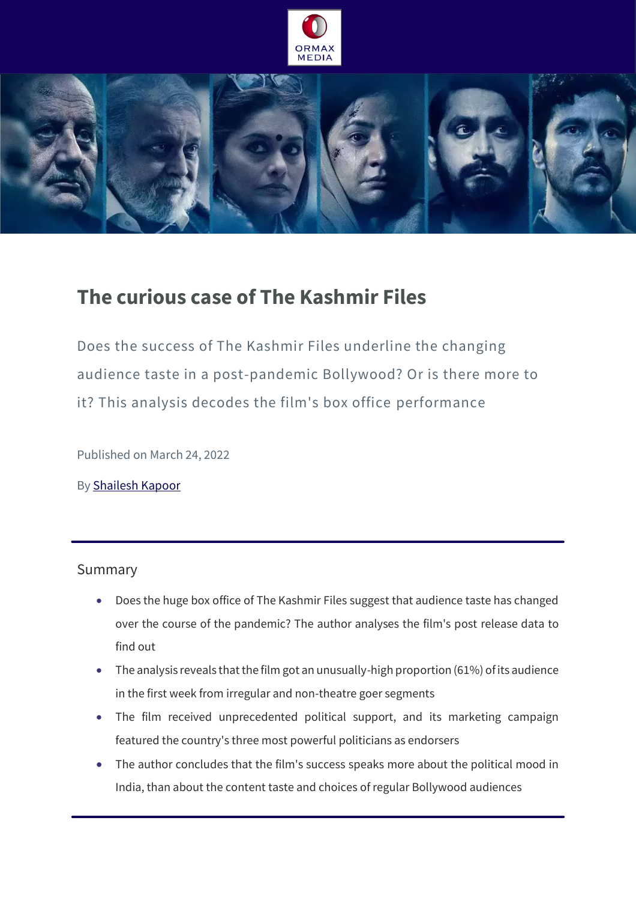# The curious case of The Kashmir Files

Does the success of The Kashmir Files underline the changing audience taste in a post-pandemic Bollywood? Or is there more to it? This analysis decodes the film's box office performance

Published on March 24, 2022

By Shailesh Kapoor

---

## Summary

- Does the huge box office of The Kashmir Files suggest that audience taste has changed over the course of the pandemic? The author analyses the film's post release data to find out
- The analysis reveals that the film got an unusually-high proportion (61%) of its audience in the first week from irregular and non-theatre goer segments
- The film received unprecedented political support, and its marketing campaign featured the country's three most powerful politicians as endorsers
- The author concludes that the film's success speaks more about the political mood in India, than about the content taste and choices of regular Bollywood audiences

---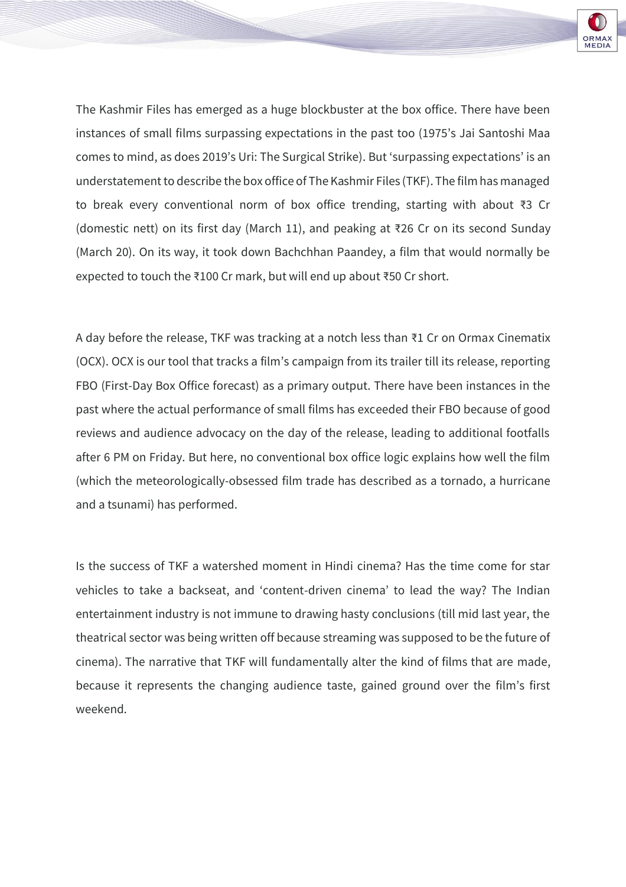The Kashmir Files has emerged as a huge blockbuster at the box office. There have been instances of small films surpassing expectations in the past too (1975's Jai Santoshi Maa comes to mind, as does 2019's Uri: The Surgical Strike). But 'surpassing expectations' is an understatement to describe the box office of The Kashmir Files (TKF). The film has managed to break every conventional norm of box office trending, starting with about ₹3 Cr (domestic nett) on its first day (March 11), and peaking at ₹26 Cr on its second Sunday (March 20). On its way, it took down Bachchhan Paandey, a film that would normally be expected to touch the ₹100 Cr mark, but will end up about ₹50 Cr short.

A day before the release, TKF was tracking at a notch less than ₹1 Cr on Ormax Cinematix (OCX). OCX is our tool that tracks a film's campaign from its trailer till its release, reporting FBO (First-Day Box Office forecast) as a primary output. There have been instances in the past where the actual performance of small films has exceeded their FBO because of good reviews and audience advocacy on the day of the release, leading to additional footfalls after 6 PM on Friday. But here, no conventional box office logic explains how well the film (which the meteorologically-obsessed film trade has described as a tornado, a hurricane and a tsunami) has performed.

Is the success of TKF a watershed moment in Hindi cinema? Has the time come for star vehicles to take a backseat, and 'content-driven cinema' to lead the way? The Indian entertainment industry is not immune to drawing hasty conclusions (till mid last year, the theatrical sector was being written off because streaming was supposed to be the future of cinema). The narrative that TKF will fundamentally alter the kind of films that are made, because it represents the changing audience taste, gained ground over the film's first weekend.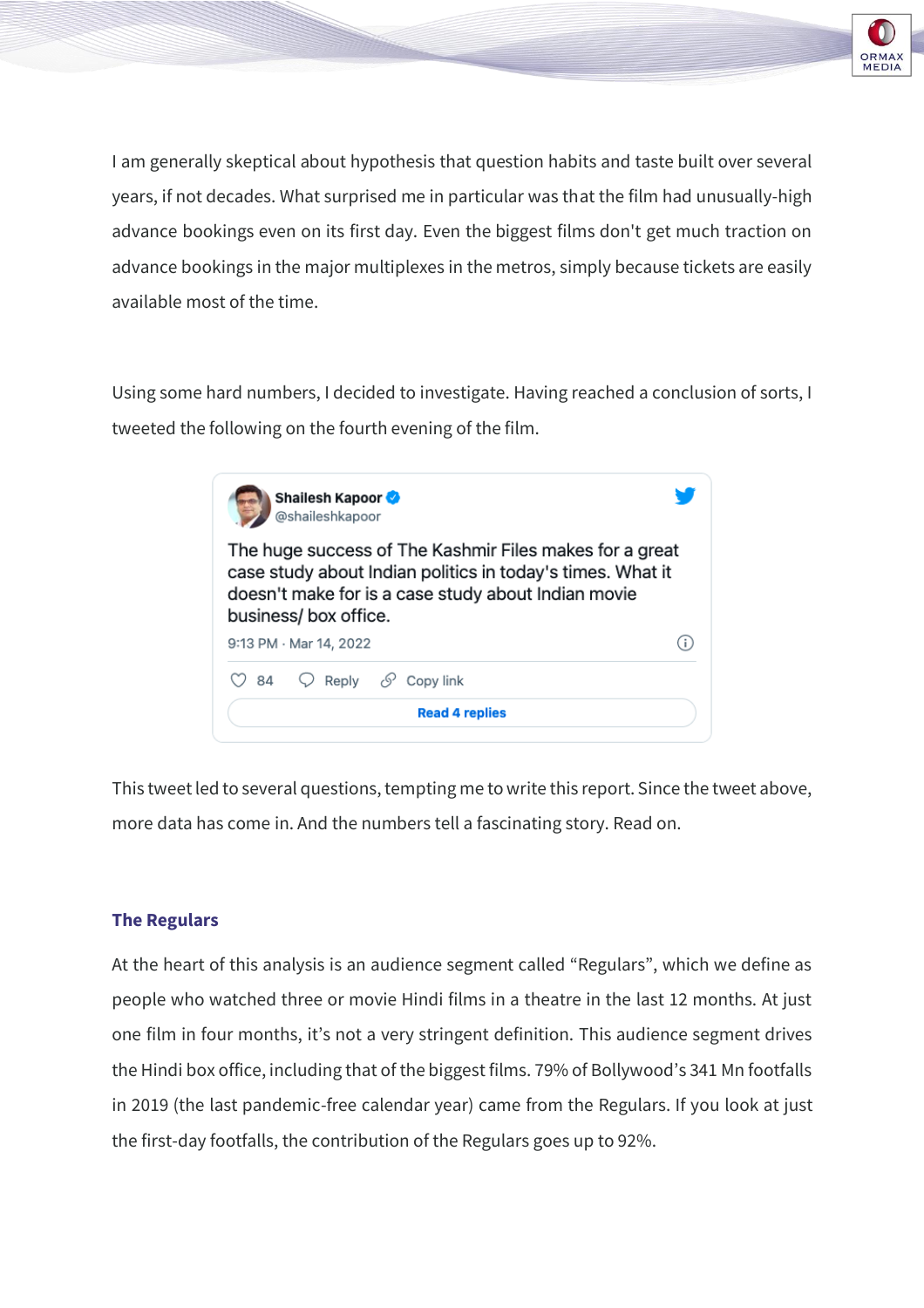I am generally skeptical about hypothesis that question habits and taste built over several years, if not decades. What surprised me in particular was that the film had unusually-high advance bookings even on its first day. Even the biggest films don't get much traction on advance bookings in the major multiplexes in the metros, simply because tickets are easily available most of the time.

Using some hard numbers, I decided to investigate. Having reached a conclusion of sorts, I tweeted the following on the fourth evening of the film.

> **Shailesh Kapoor** @shaileshkapoor
>
> The huge success of The Kashmir Files makes for a great case study about Indian politics in today's times. What it doesn't make for is a case study about Indian movie business/ box office.
>
> 9:13 PM · Mar 14, 2022
>
> 84 Reply Copy link
>
> Read 4 replies

This tweet led to several questions, tempting me to write this report. Since the tweet above, more data has come in. And the numbers tell a fascinating story. Read on.

### The Regulars

At the heart of this analysis is an audience segment called "Regulars", which we define as people who watched three or movie Hindi films in a theatre in the last 12 months. At just one film in four months, it's not a very stringent definition. This audience segment drives the Hindi box office, including that of the biggest films. 79% of Bollywood's 341 Mn footfalls in 2019 (the last pandemic-free calendar year) came from the Regulars. If you look at just the first-day footfalls, the contribution of the Regulars goes up to 92%.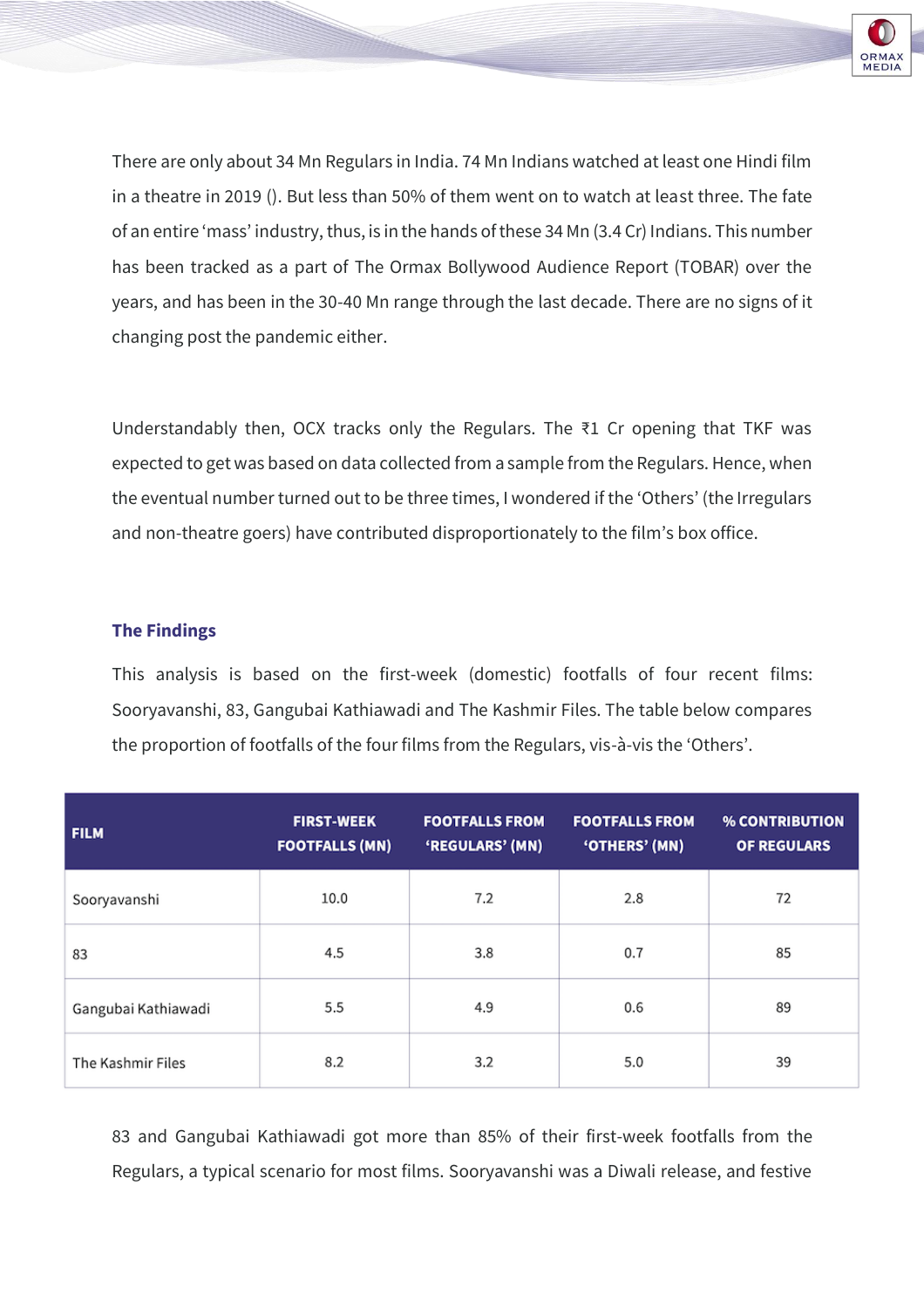There are only about 34 Mn Regulars in India. 74 Mn Indians watched at least one Hindi film in a theatre in 2019 (). But less than 50% of them went on to watch at least three. The fate of an entire 'mass' industry, thus, is in the hands of these 34 Mn (3.4 Cr) Indians. This number has been tracked as a part of The Ormax Bollywood Audience Report (TOBAR) over the years, and has been in the 30-40 Mn range through the last decade. There are no signs of it changing post the pandemic either.

Understandably then, OCX tracks only the Regulars. The ₹1 Cr opening that TKF was expected to get was based on data collected from a sample from the Regulars. Hence, when the eventual number turned out to be three times, I wondered if the 'Others' (the Irregulars and non-theatre goers) have contributed disproportionately to the film's box office.

### The Findings

This analysis is based on the first-week (domestic) footfalls of four recent films: Sooryavanshi, 83, Gangubai Kathiawadi and The Kashmir Files. The table below compares the proportion of footfalls of the four films from the Regulars, vis-à-vis the 'Others'.

| FILM | FIRST-WEEK FOOTFALLS (MN) | FOOTFALLS FROM 'REGULARS' (MN) | FOOTFALLS FROM 'OTHERS' (MN) | % CONTRIBUTION OF REGULARS |
|---|---|---|---|---|
| Sooryavanshi | 10.0 | 7.2 | 2.8 | 72 |
| 83 | 4.5 | 3.8 | 0.7 | 85 |
| Gangubai Kathiawadi | 5.5 | 4.9 | 0.6 | 89 |
| The Kashmir Files | 8.2 | 3.2 | 5.0 | 39 |

83 and Gangubai Kathiawadi got more than 85% of their first-week footfalls from the Regulars, a typical scenario for most films. Sooryavanshi was a Diwali release, and festive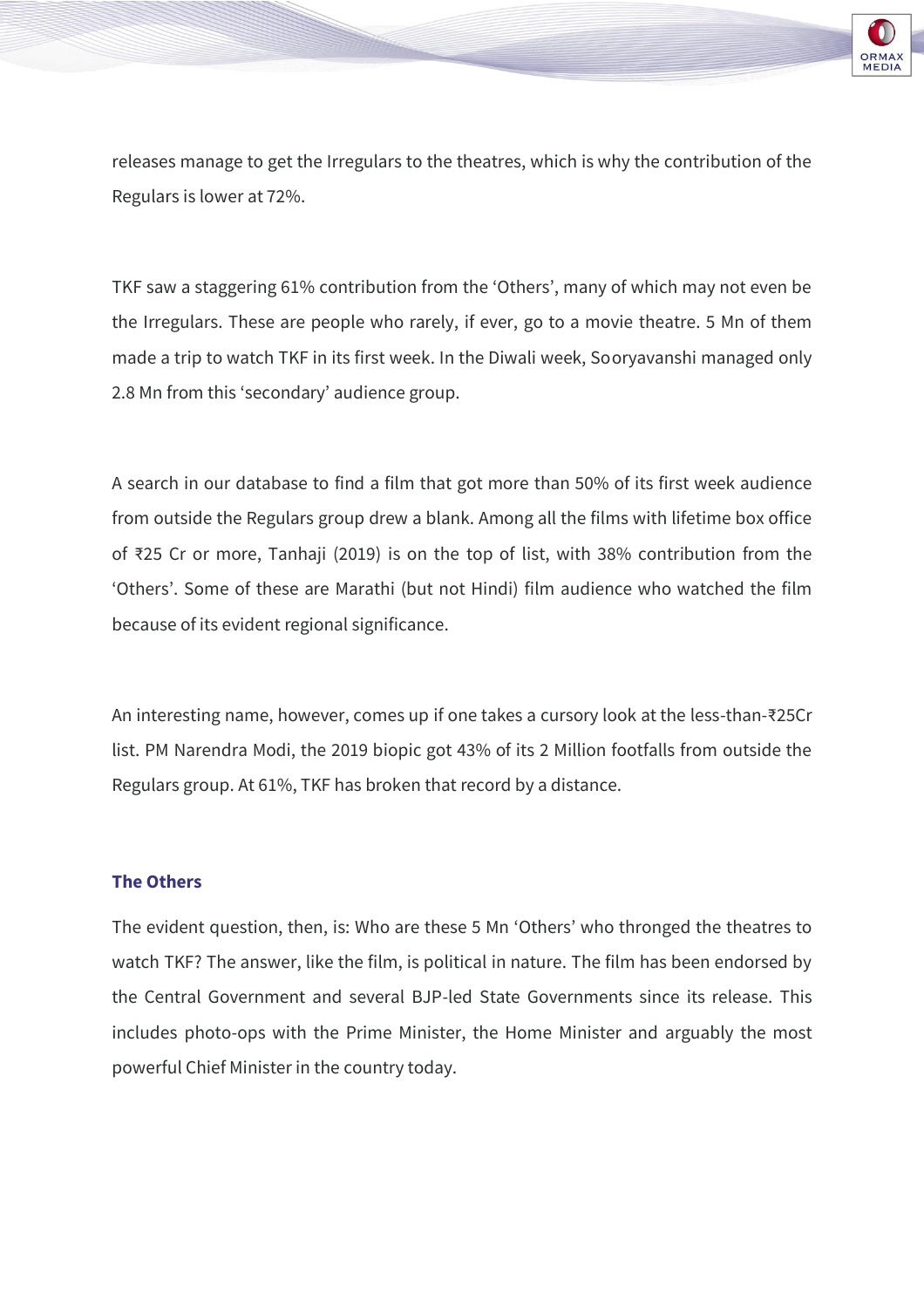releases manage to get the Irregulars to the theatres, which is why the contribution of the Regulars is lower at 72%.

TKF saw a staggering 61% contribution from the 'Others', many of which may not even be the Irregulars. These are people who rarely, if ever, go to a movie theatre. 5 Mn of them made a trip to watch TKF in its first week. In the Diwali week, Sooryavanshi managed only 2.8 Mn from this 'secondary' audience group.

A search in our database to find a film that got more than 50% of its first week audience from outside the Regulars group drew a blank. Among all the films with lifetime box office of ₹25 Cr or more, Tanhaji (2019) is on the top of list, with 38% contribution from the 'Others'. Some of these are Marathi (but not Hindi) film audience who watched the film because of its evident regional significance.

An interesting name, however, comes up if one takes a cursory look at the less-than-₹25Cr list. PM Narendra Modi, the 2019 biopic got 43% of its 2 Million footfalls from outside the Regulars group. At 61%, TKF has broken that record by a distance.

### The Others

The evident question, then, is: Who are these 5 Mn 'Others' who thronged the theatres to watch TKF? The answer, like the film, is political in nature. The film has been endorsed by the Central Government and several BJP-led State Governments since its release. This includes photo-ops with the Prime Minister, the Home Minister and arguably the most powerful Chief Minister in the country today.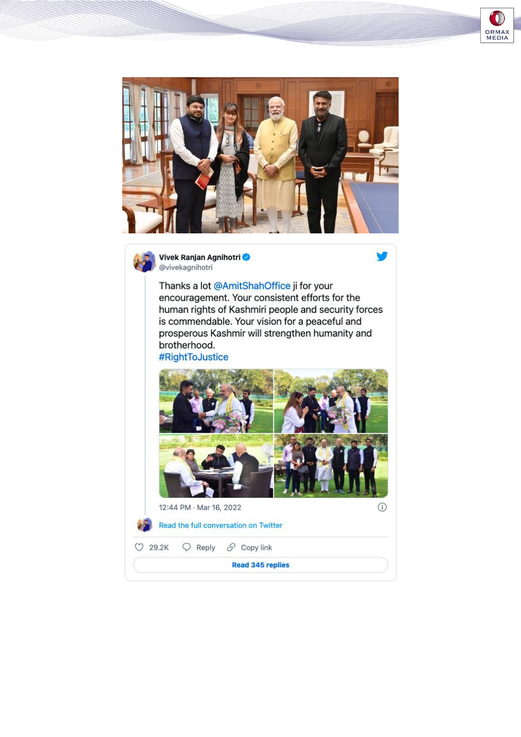Vivek Ranjan Agnihotri
@vivekagnihotri

Thanks a lot @AmitShahOffice ji for your encouragement. Your consistent efforts for the human rights of Kashmiri people and security forces is commendable. Your vision for a peaceful and prosperous Kashmir will strengthen humanity and brotherhood.
#RightToJustice

12:44 PM · Mar 16, 2022

Read the full conversation on Twitter

29.2K Reply Copy link

Read 345 replies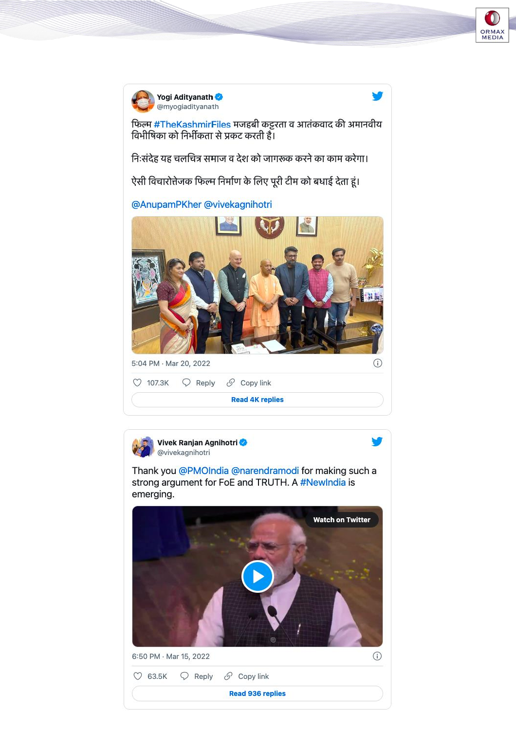**Yogi Adityanath** @myogiadityanath

फिल्म #TheKashmirFiles मजहबी कट्टरता व आतंकवाद की अमानवीय विभीषिका को निर्भीकता से प्रकट करती है।

निःसंदेह यह चलचित्र समाज व देश को जागरूक करने का काम करेगा।

ऐसी विचारोत्तेजक फिल्म निर्माण के लिए पूरी टीम को बधाई देता हूं।

@AnupamPKher @vivekagnihotri

5:04 PM · Mar 20, 2022

107.3K Reply Copy link

Read 4K replies

**Vivek Ranjan Agnihotri** @vivekagnihotri

Thank you @PMOIndia @narendramodi for making such a strong argument for FoE and TRUTH. A #NewIndia is emerging.

Watch on Twitter

6:50 PM · Mar 15, 2022

63.5K Reply Copy link

Read 936 replies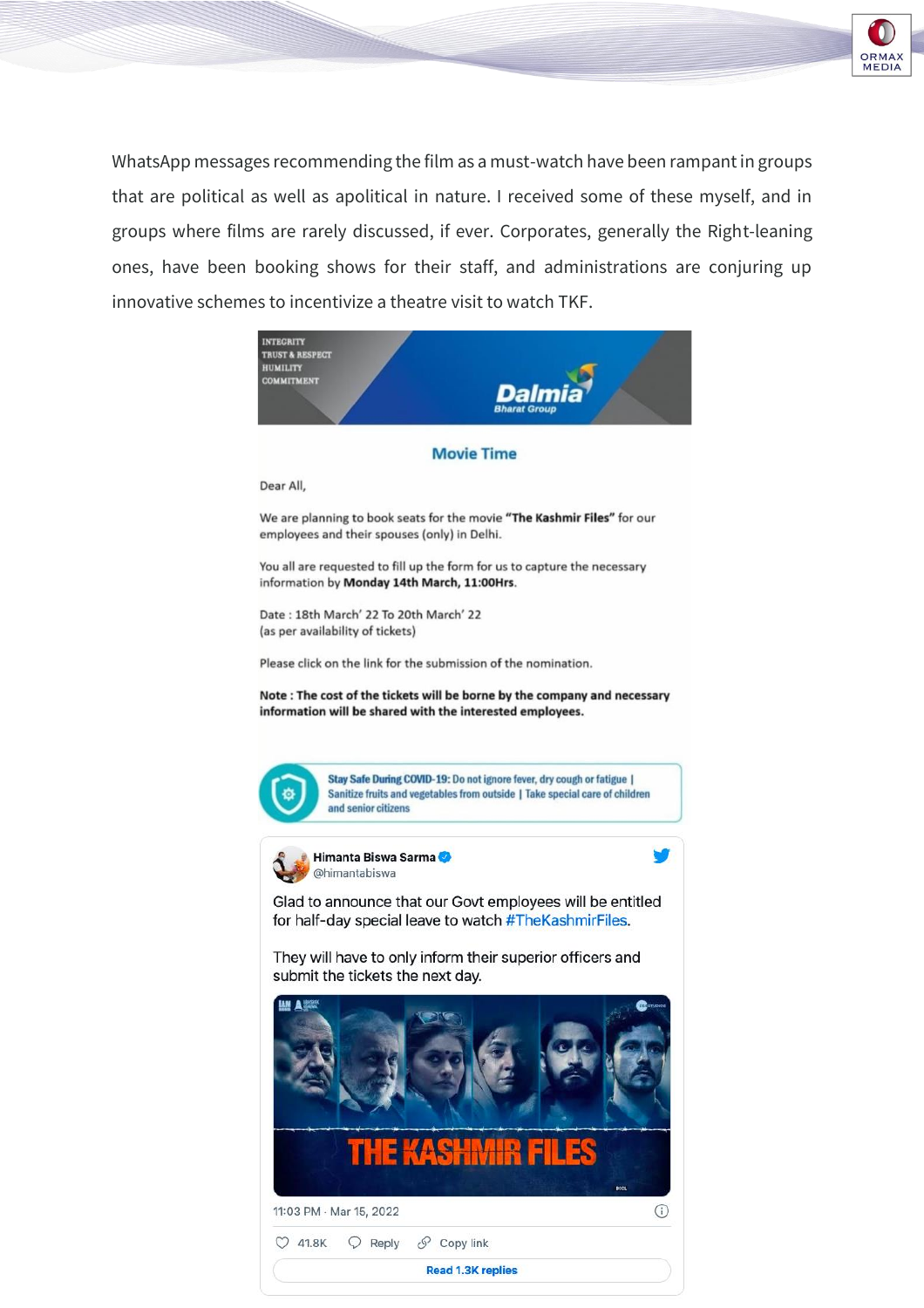WhatsApp messages recommending the film as a must-watch have been rampant in groups that are political as well as apolitical in nature. I received some of these myself, and in groups where films are rarely discussed, if ever. Corporates, generally the Right-leaning ones, have been booking shows for their staff, and administrations are conjuring up innovative schemes to incentivize a theatre visit to watch TKF.

INTEGRITY
TRUST & RESPECT
HUMILITY
COMMITMENT

Dalmia
Bharat Group

**Movie Time**

Dear All,

We are planning to book seats for the movie **"The Kashmir Files"** for our employees and their spouses (only) in Delhi.

You all are requested to fill up the form for us to capture the necessary information by **Monday 14th March, 11:00Hrs**.

Date : 18th March' 22 To 20th March' 22
(as per availability of tickets)

Please click on the link for the submission of the nomination.

**Note : The cost of the tickets will be borne by the company and necessary information will be shared with the interested employees.**

**Stay Safe During COVID-19:** Do not ignore fever, dry cough or fatigue | Sanitize fruits and vegetables from outside | Take special care of children and senior citizens

**Himanta Biswa Sarma**
@himantabiswa

Glad to announce that our Govt employees will be entitled for half-day special leave to watch #TheKashmirFiles.

They will have to only inform their superior officers and submit the tickets the next day.

THE KASHMIR FILES

11:03 PM · Mar 15, 2022

41.8K Reply Copy link

Read 1.3K replies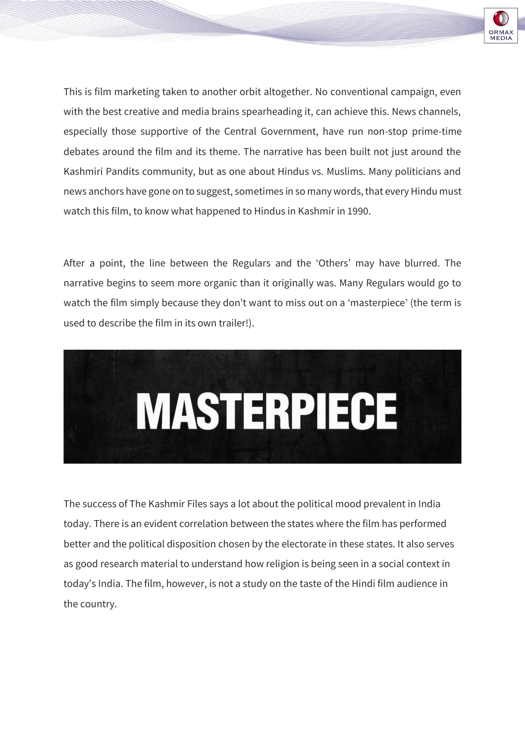This is film marketing taken to another orbit altogether. No conventional campaign, even with the best creative and media brains spearheading it, can achieve this. News channels, especially those supportive of the Central Government, have run non-stop prime-time debates around the film and its theme. The narrative has been built not just around the Kashmiri Pandits community, but as one about Hindus vs. Muslims. Many politicians and news anchors have gone on to suggest, sometimes in so many words, that every Hindu must watch this film, to know what happened to Hindus in Kashmir in 1990.

After a point, the line between the Regulars and the 'Others' may have blurred. The narrative begins to seem more organic than it originally was. Many Regulars would go to watch the film simply because they don't want to miss out on a 'masterpiece' (the term is used to describe the film in its own trailer!).

MASTERPIECE

The success of The Kashmir Files says a lot about the political mood prevalent in India today. There is an evident correlation between the states where the film has performed better and the political disposition chosen by the electorate in these states. It also serves as good research material to understand how religion is being seen in a social context in today's India. The film, however, is not a study on the taste of the Hindi film audience in the country.